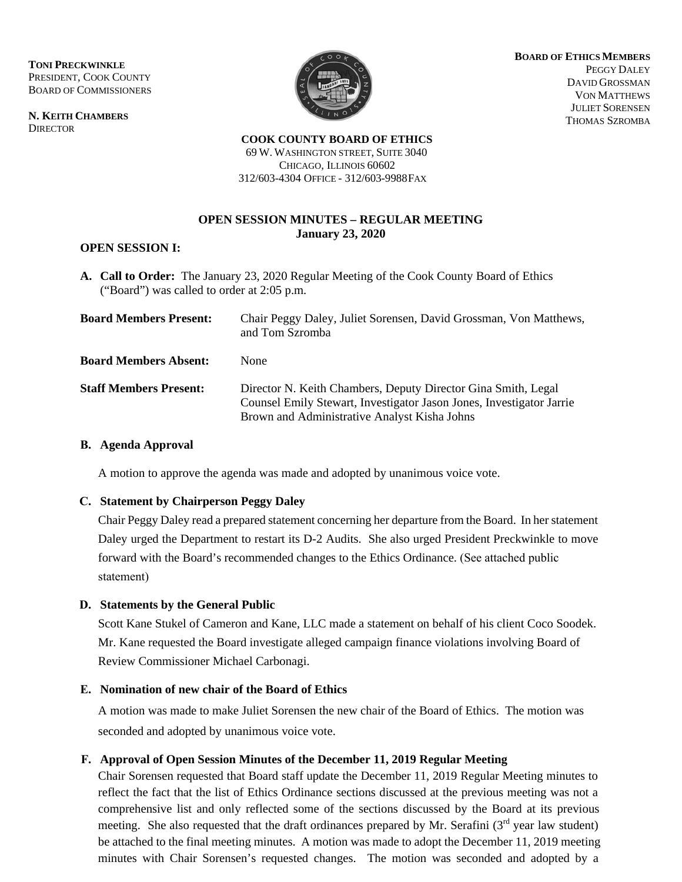**TONI PRECKWINKLE**
PRESIDENT, COOK COUNTY
BOARD OF COMMISSIONERS

**N. KEITH CHAMBERS**
DIRECTOR

**BOARD OF ETHICS MEMBERS**
PEGGY DALEY
DAVID GROSSMAN
VON MATTHEWS
JULIET SORENSEN
THOMAS SZROMBA

**COOK COUNTY BOARD OF ETHICS**
69 W. WASHINGTON STREET, SUITE 3040
CHICAGO, ILLINOIS 60602
312/603-4304 OFFICE - 312/603-9988 FAX

## OPEN SESSION MINUTES – REGULAR MEETING
**January 23, 2020**

### OPEN SESSION I:

**A. Call to Order:** The January 23, 2020 Regular Meeting of the Cook County Board of Ethics ("Board") was called to order at 2:05 p.m.

**Board Members Present:** Chair Peggy Daley, Juliet Sorensen, David Grossman, Von Matthews, and Tom Szromba

**Board Members Absent:** None

**Staff Members Present:** Director N. Keith Chambers, Deputy Director Gina Smith, Legal Counsel Emily Stewart, Investigator Jason Jones, Investigator Jarrie Brown and Administrative Analyst Kisha Johns

**B. Agenda Approval**

A motion to approve the agenda was made and adopted by unanimous voice vote.

**C. Statement by Chairperson Peggy Daley**

Chair Peggy Daley read a prepared statement concerning her departure from the Board. In her statement Daley urged the Department to restart its D-2 Audits. She also urged President Preckwinkle to move forward with the Board's recommended changes to the Ethics Ordinance. (See attached public statement)

**D. Statements by the General Public**

Scott Kane Stukel of Cameron and Kane, LLC made a statement on behalf of his client Coco Soodek. Mr. Kane requested the Board investigate alleged campaign finance violations involving Board of Review Commissioner Michael Carbonagi.

**E. Nomination of new chair of the Board of Ethics**

A motion was made to make Juliet Sorensen the new chair of the Board of Ethics. The motion was seconded and adopted by unanimous voice vote.

**F. Approval of Open Session Minutes of the December 11, 2019 Regular Meeting**

Chair Sorensen requested that Board staff update the December 11, 2019 Regular Meeting minutes to reflect the fact that the list of Ethics Ordinance sections discussed at the previous meeting was not a comprehensive list and only reflected some of the sections discussed by the Board at its previous meeting. She also requested that the draft ordinances prepared by Mr. Serafini (3rd year law student) be attached to the final meeting minutes. A motion was made to adopt the December 11, 2019 meeting minutes with Chair Sorensen's requested changes. The motion was seconded and adopted by a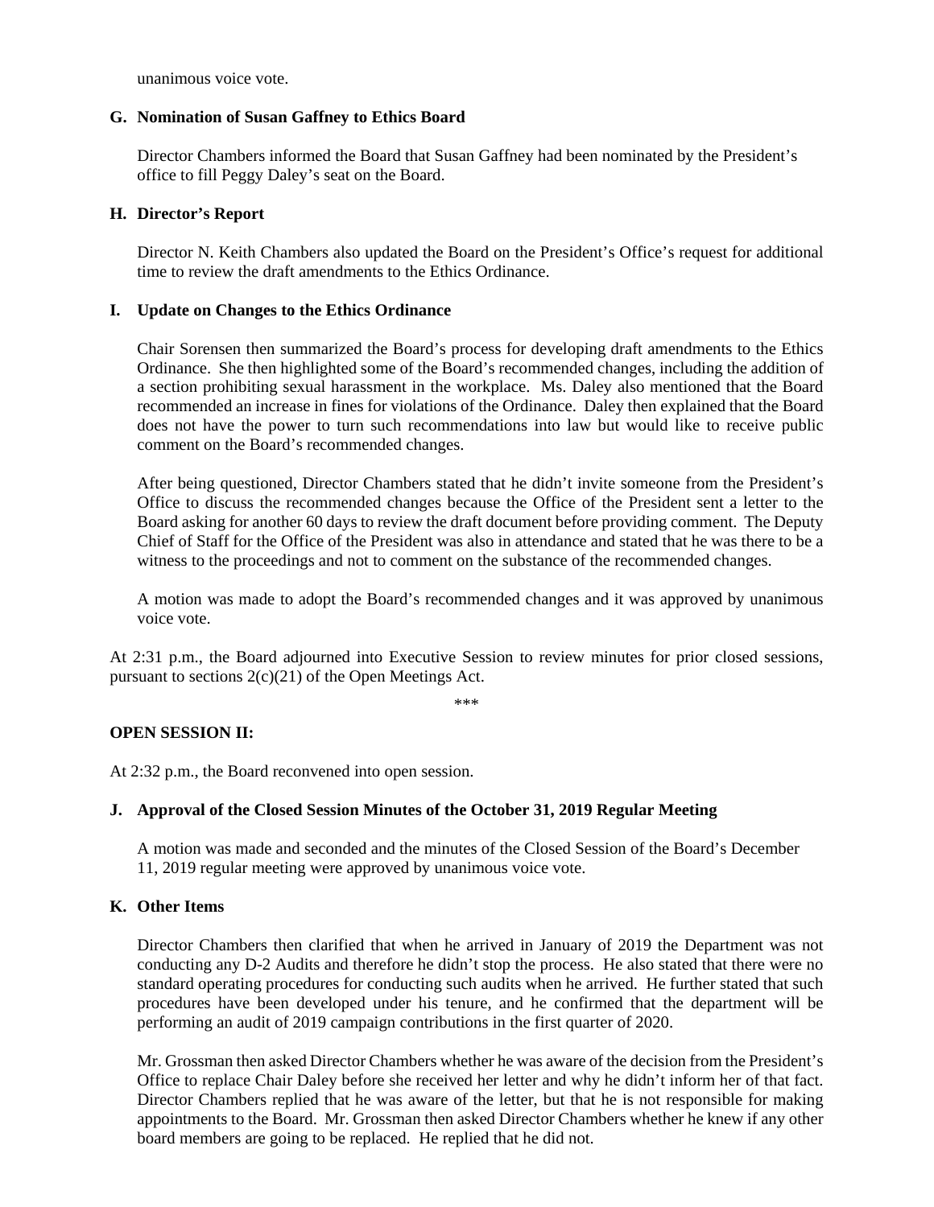unanimous voice vote.

**G. Nomination of Susan Gaffney to Ethics Board**

Director Chambers informed the Board that Susan Gaffney had been nominated by the President's office to fill Peggy Daley's seat on the Board.

**H. Director's Report**

Director N. Keith Chambers also updated the Board on the President's Office's request for additional time to review the draft amendments to the Ethics Ordinance.

**I. Update on Changes to the Ethics Ordinance**

Chair Sorensen then summarized the Board's process for developing draft amendments to the Ethics Ordinance. She then highlighted some of the Board's recommended changes, including the addition of a section prohibiting sexual harassment in the workplace. Ms. Daley also mentioned that the Board recommended an increase in fines for violations of the Ordinance. Daley then explained that the Board does not have the power to turn such recommendations into law but would like to receive public comment on the Board's recommended changes.

After being questioned, Director Chambers stated that he didn't invite someone from the President's Office to discuss the recommended changes because the Office of the President sent a letter to the Board asking for another 60 days to review the draft document before providing comment. The Deputy Chief of Staff for the Office of the President was also in attendance and stated that he was there to be a witness to the proceedings and not to comment on the substance of the recommended changes.

A motion was made to adopt the Board's recommended changes and it was approved by unanimous voice vote.

At 2:31 p.m., the Board adjourned into Executive Session to review minutes for prior closed sessions, pursuant to sections 2(c)(21) of the Open Meetings Act.

***

**OPEN SESSION II:**

At 2:32 p.m., the Board reconvened into open session.

**J. Approval of the Closed Session Minutes of the October 31, 2019 Regular Meeting**

A motion was made and seconded and the minutes of the Closed Session of the Board's December 11, 2019 regular meeting were approved by unanimous voice vote.

**K. Other Items**

Director Chambers then clarified that when he arrived in January of 2019 the Department was not conducting any D-2 Audits and therefore he didn't stop the process. He also stated that there were no standard operating procedures for conducting such audits when he arrived. He further stated that such procedures have been developed under his tenure, and he confirmed that the department will be performing an audit of 2019 campaign contributions in the first quarter of 2020.

Mr. Grossman then asked Director Chambers whether he was aware of the decision from the President's Office to replace Chair Daley before she received her letter and why he didn't inform her of that fact. Director Chambers replied that he was aware of the letter, but that he is not responsible for making appointments to the Board. Mr. Grossman then asked Director Chambers whether he knew if any other board members are going to be replaced. He replied that he did not.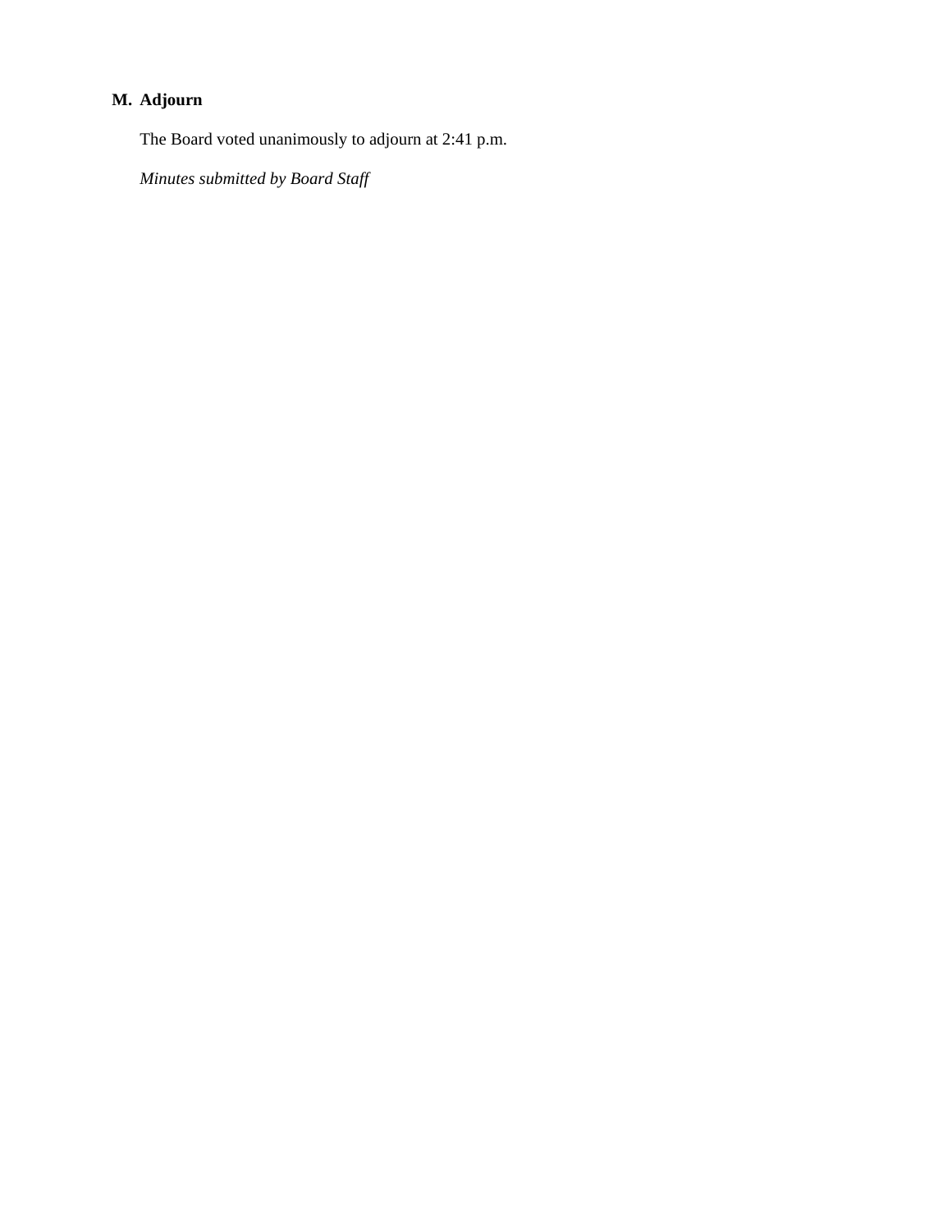**M. Adjourn**

The Board voted unanimously to adjourn at 2:41 p.m.

*Minutes submitted by Board Staff*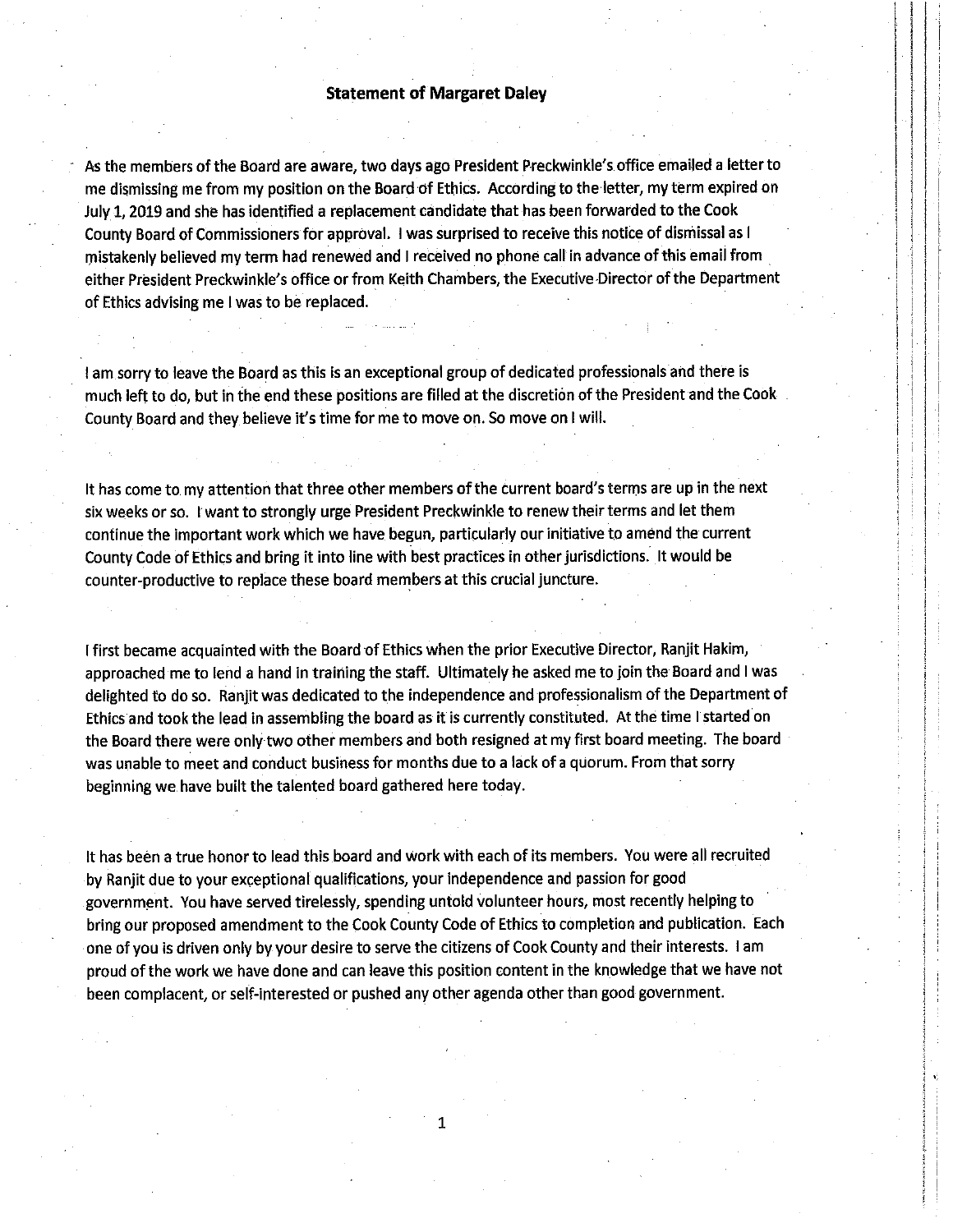# Statement of Margaret Daley

As the members of the Board are aware, two days ago President Preckwinkle's office emailed a letter to me dismissing me from my position on the Board of Ethics. According to the letter, my term expired on July 1, 2019 and she has identified a replacement candidate that has been forwarded to the Cook County Board of Commissioners for approval. I was surprised to receive this notice of dismissal as I mistakenly believed my term had renewed and I received no phone call in advance of this email from either President Preckwinkle's office or from Keith Chambers, the Executive Director of the Department of Ethics advising me I was to be replaced.

I am sorry to leave the Board as this is an exceptional group of dedicated professionals and there is much left to do, but in the end these positions are filled at the discretion of the President and the Cook County Board and they believe it's time for me to move on. So move on I will.

It has come to my attention that three other members of the current board's terms are up in the next six weeks or so. I want to strongly urge President Preckwinkle to renew their terms and let them continue the important work which we have begun, particularly our initiative to amend the current County Code of Ethics and bring it into line with best practices in other jurisdictions. It would be counter-productive to replace these board members at this crucial juncture.

I first became acquainted with the Board of Ethics when the prior Executive Director, Ranjit Hakim, approached me to lend a hand in training the staff. Ultimately he asked me to join the Board and I was delighted to do so. Ranjit was dedicated to the independence and professionalism of the Department of Ethics and took the lead in assembling the board as it is currently constituted. At the time I started on the Board there were only two other members and both resigned at my first board meeting. The board was unable to meet and conduct business for months due to a lack of a quorum. From that sorry beginning we have built the talented board gathered here today.

It has been a true honor to lead this board and work with each of its members. You were all recruited by Ranjit due to your exceptional qualifications, your independence and passion for good government. You have served tirelessly, spending untold volunteer hours, most recently helping to bring our proposed amendment to the Cook County Code of Ethics to completion and publication. Each one of you is driven only by your desire to serve the citizens of Cook County and their interests. I am proud of the work we have done and can leave this position content in the knowledge that we have not been complacent, or self-interested or pushed any other agenda other than good government.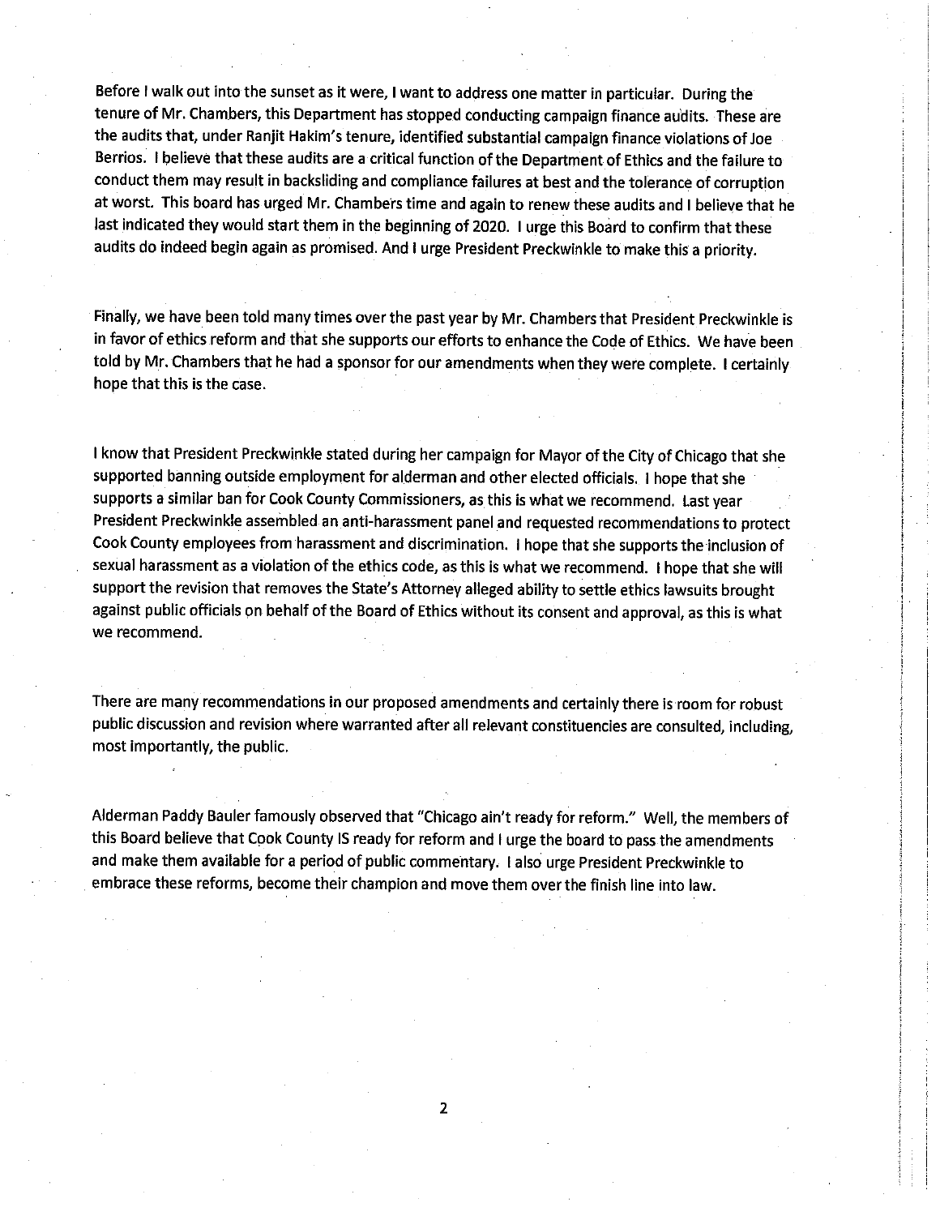Before I walk out into the sunset as it were, I want to address one matter in particular. During the tenure of Mr. Chambers, this Department has stopped conducting campaign finance audits. These are the audits that, under Ranjit Hakim's tenure, identified substantial campaign finance violations of Joe Berrios. I believe that these audits are a critical function of the Department of Ethics and the failure to conduct them may result in backsliding and compliance failures at best and the tolerance of corruption at worst. This board has urged Mr. Chambers time and again to renew these audits and I believe that he last indicated they would start them in the beginning of 2020. I urge this Board to confirm that these audits do indeed begin again as promised. And I urge President Preckwinkle to make this a priority.

Finally, we have been told many times over the past year by Mr. Chambers that President Preckwinkle is in favor of ethics reform and that she supports our efforts to enhance the Code of Ethics. We have been told by Mr. Chambers that he had a sponsor for our amendments when they were complete. I certainly hope that this is the case.

I know that President Preckwinkle stated during her campaign for Mayor of the City of Chicago that she supported banning outside employment for alderman and other elected officials. I hope that she supports a similar ban for Cook County Commissioners, as this is what we recommend. Last year President Preckwinkle assembled an anti-harassment panel and requested recommendations to protect Cook County employees from harassment and discrimination. I hope that she supports the inclusion of sexual harassment as a violation of the ethics code, as this is what we recommend. I hope that she will support the revision that removes the State's Attorney alleged ability to settle ethics lawsuits brought against public officials on behalf of the Board of Ethics without its consent and approval, as this is what we recommend.

There are many recommendations in our proposed amendments and certainly there is room for robust public discussion and revision where warranted after all relevant constituencies are consulted, including, most importantly, the public.

Alderman Paddy Bauler famously observed that "Chicago ain't ready for reform." Well, the members of this Board believe that Cook County IS ready for reform and I urge the board to pass the amendments and make them available for a period of public commentary. I also urge President Preckwinkle to embrace these reforms, become their champion and move them over the finish line into law.